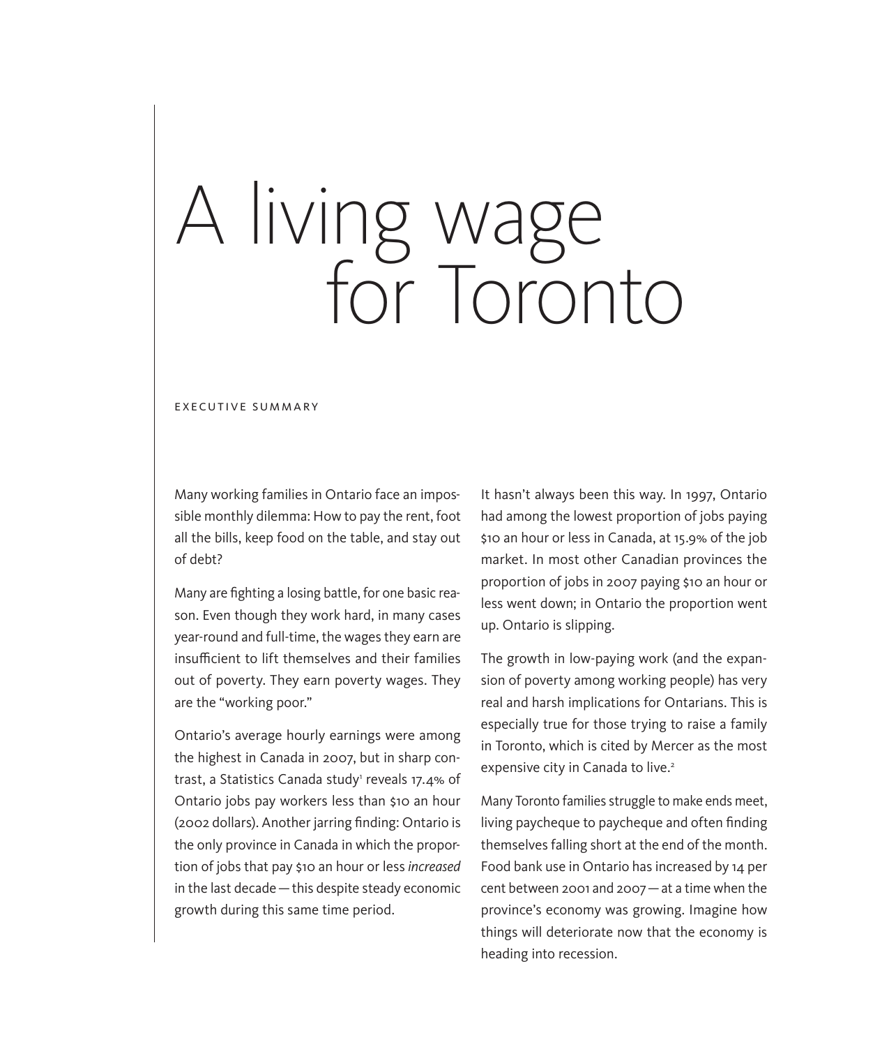# A living wage for Toronto

EXECUTIVE SUMMARY

Many working families in Ontario face an impossible monthly dilemma: How to pay the rent, foot all the bills, keep food on the table, and stay out of debt?

Many are fighting a losing battle, for one basic reason. Even though they work hard, in many cases year-round and full-time, the wages they earn are insufficient to lift themselves and their families out of poverty. They earn poverty wages. They are the "working poor."

Ontario's average hourly earnings were among the highest in Canada in 2007, but in sharp contrast, a Statistics Canada study[1] reveals 17.4% of Ontario jobs pay workers less than $10 an hour (2002 dollars). Another jarring finding: Ontario is the only province in Canada in which the proportion of jobs that pay $10 an hour or less *increased* in the last decade — this despite steady economic growth during this same time period.

It hasn't always been this way. In 1997, Ontario had among the lowest proportion of jobs paying $10 an hour or less in Canada, at 15.9% of the job market. In most other Canadian provinces the proportion of jobs in 2007 paying $10 an hour or less went down; in Ontario the proportion went up. Ontario is slipping.

The growth in low-paying work (and the expansion of poverty among working people) has very real and harsh implications for Ontarians. This is especially true for those trying to raise a family in Toronto, which is cited by Mercer as the most expensive city in Canada to live.[2]

Many Toronto families struggle to make ends meet, living paycheque to paycheque and often finding themselves falling short at the end of the month. Food bank use in Ontario has increased by 14 per cent between 2001 and 2007 — at a time when the province's economy was growing. Imagine how things will deteriorate now that the economy is heading into recession.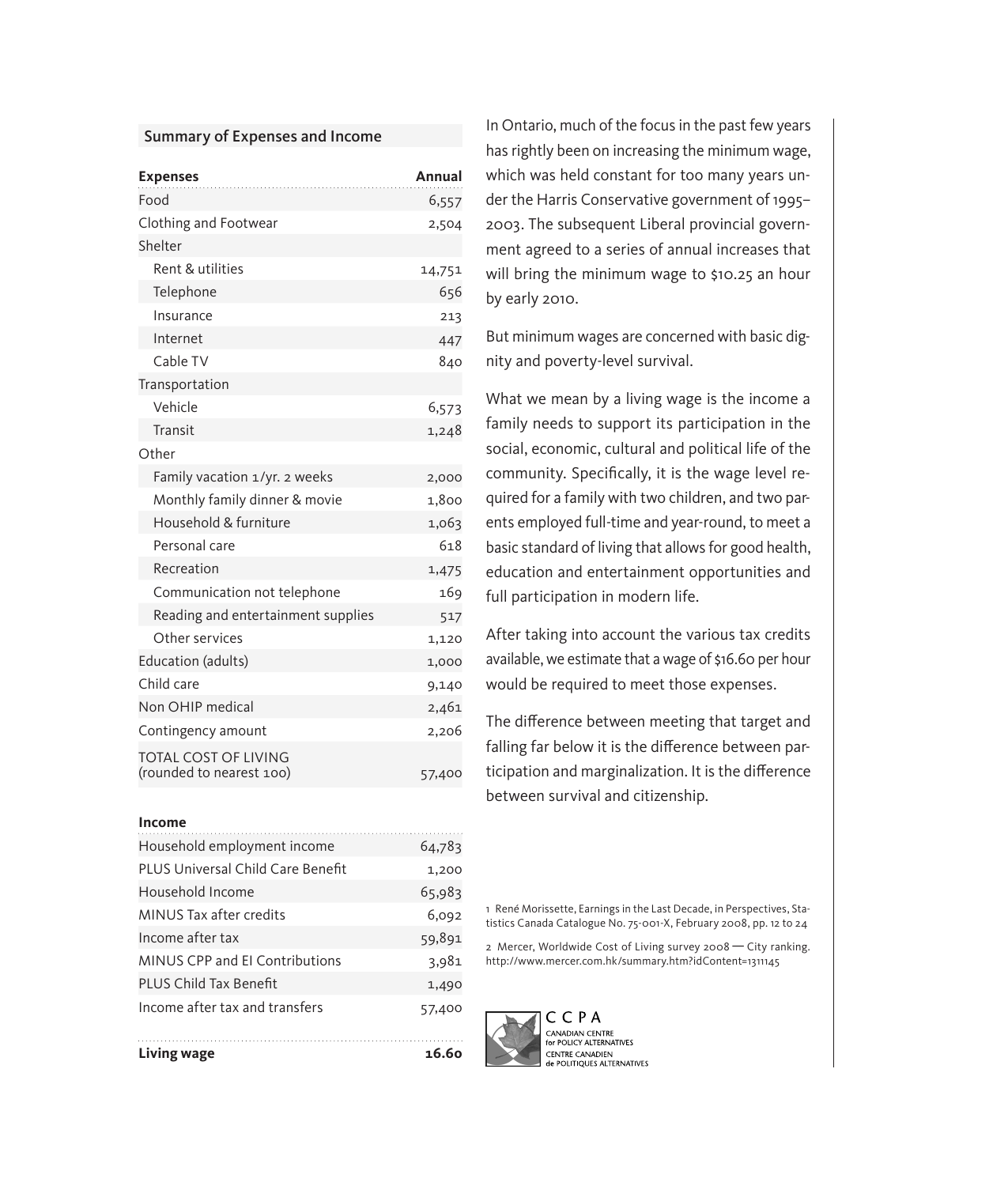## Summary of Expenses and Income

| Expenses | Annual |
|---|---|
| Food | 6,557 |
| Clothing and Footwear | 2,504 |
| Shelter | |
| Rent & utilities | 14,751 |
| Telephone | 656 |
| Insurance | 213 |
| Internet | 447 |
| Cable TV | 840 |
| Transportation | |
| Vehicle | 6,573 |
| Transit | 1,248 |
| Other | |
| Family vacation 1/yr. 2 weeks | 2,000 |
| Monthly family dinner & movie | 1,800 |
| Household & furniture | 1,063 |
| Personal care | 618 |
| Recreation | 1,475 |
| Communication not telephone | 169 |
| Reading and entertainment supplies | 517 |
| Other services | 1,120 |
| Education (adults) | 1,000 |
| Child care | 9,140 |
| Non OHIP medical | 2,461 |
| Contingency amount | 2,206 |
| TOTAL COST OF LIVING (rounded to nearest 100) | 57,400 |

| Income | |
|---|---|
| Household employment income | 64,783 |
| PLUS Universal Child Care Benefit | 1,200 |
| Household Income | 65,983 |
| MINUS Tax after credits | 6,092 |
| Income after tax | 59,891 |
| MINUS CPP and EI Contributions | 3,981 |
| PLUS Child Tax Benefit | 1,490 |
| Income after tax and transfers | 57,400 |
| **Living wage** | **16.60** |

In Ontario, much of the focus in the past few years has rightly been on increasing the minimum wage, which was held constant for too many years under the Harris Conservative government of 1995–2003. The subsequent Liberal provincial government agreed to a series of annual increases that will bring the minimum wage to $10.25 an hour by early 2010.

But minimum wages are concerned with basic dignity and poverty-level survival.

What we mean by a living wage is the income a family needs to support its participation in the social, economic, cultural and political life of the community. Specifically, it is the wage level required for a family with two children, and two parents employed full-time and year-round, to meet a basic standard of living that allows for good health, education and entertainment opportunities and full participation in modern life.

After taking into account the various tax credits available, we estimate that a wage of $16.60 per hour would be required to meet those expenses.

The difference between meeting that target and falling far below it is the difference between participation and marginalization. It is the difference between survival and citizenship.

1 René Morissette, Earnings in the Last Decade, in Perspectives, Statistics Canada Catalogue No. 75-001-X, February 2008, pp. 12 to 24

2 Mercer, Worldwide Cost of Living survey 2008 — City ranking. http://www.mercer.com.hk/summary.htm?idContent=1311145

CCPA
CANADIAN CENTRE for POLICY ALTERNATIVES
CENTRE CANADIEN de POLITIQUES ALTERNATIVES